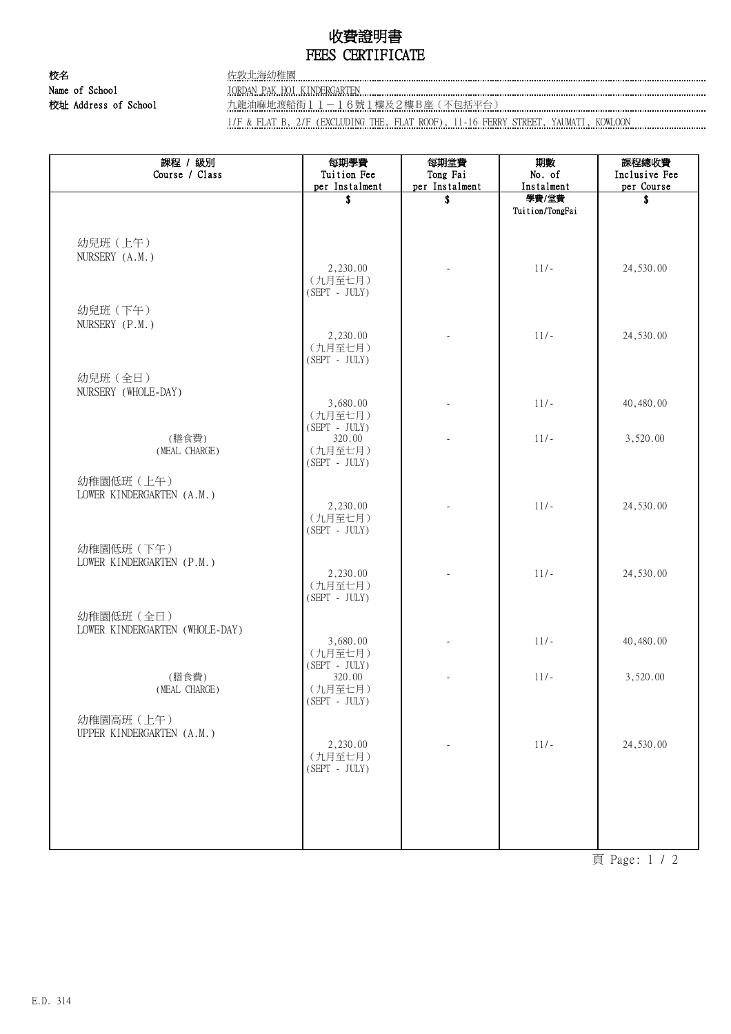# 收費證明書
# FEES CERTIFICATE

校名 佐敦北海幼稚園

Name of School JORDAN PAK HOI KINDERGARTEN

校址 Address of School 九龍油麻地渡船街１１－１６號１樓及２樓Ｂ座（不包括平台）

1/F & FLAT B, 2/F (EXCLUDING THE, FLAT ROOF), 11-16 FERRY STREET, YAUMATI, KOWLOON

| 課程 / 級別<br>Course / Class | 每期學費<br>Tuition Fee<br>per Instalment | 每期堂費<br>Tong Fai<br>per Instalment | 期數<br>No. of<br>Instalment | 課程總收費<br>Inclusive Fee<br>per Course |
|---|---|---|---|---|
| | $ | $ | 學費/堂費<br>Tuition/TongFai | $ |
| 幼兒班（上午）<br>NURSERY (A.M.) | 2,230.00<br>（九月至七月）<br>(SEPT - JULY) | - | 11/- | 24,530.00 |
| 幼兒班（下午）<br>NURSERY (P.M.) | 2,230.00<br>（九月至七月）<br>(SEPT - JULY) | - | 11/- | 24,530.00 |
| 幼兒班（全日）<br>NURSERY (WHOLE-DAY) | 3,680.00<br>（九月至七月）<br>(SEPT - JULY) | - | 11/- | 40,480.00 |
| (膳食費)<br>(MEAL CHARGE) | 320.00<br>（九月至七月）<br>(SEPT - JULY) | - | 11/- | 3,520.00 |
| 幼稚園低班（上午）<br>LOWER KINDERGARTEN (A.M.) | 2,230.00<br>（九月至七月）<br>(SEPT - JULY) | - | 11/- | 24,530.00 |
| 幼稚園低班（下午）<br>LOWER KINDERGARTEN (P.M.) | 2,230.00<br>（九月至七月）<br>(SEPT - JULY) | - | 11/- | 24,530.00 |
| 幼稚園低班（全日）<br>LOWER KINDERGARTEN (WHOLE-DAY) | 3,680.00<br>（九月至七月）<br>(SEPT - JULY) | - | 11/- | 40,480.00 |
| (膳食費)<br>(MEAL CHARGE) | 320.00<br>（九月至七月）<br>(SEPT - JULY) | - | 11/- | 3,520.00 |
| 幼稚園高班（上午）<br>UPPER KINDERGARTEN (A.M.) | 2,230.00<br>（九月至七月）<br>(SEPT - JULY) | - | 11/- | 24,530.00 |

E.D. 314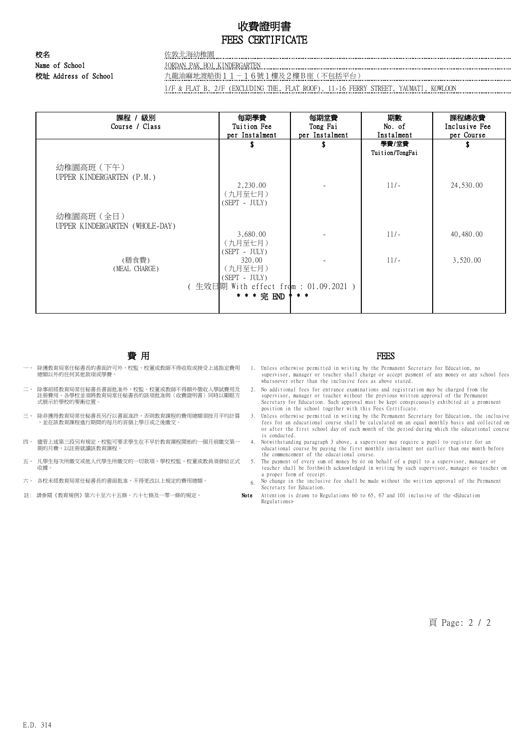# 收費證明書
# FEES CERTIFICATE

**校名** 佐敦北海幼稚園
**Name of School** JORDAN PAK HOI KINDERGARTEN
**校址 Address of School** 九龍油麻地渡船街１１－１６號１樓及２樓Ｂ座（不包括平台）
1/F & FLAT B, 2/F (EXCLUDING THE, FLAT ROOF), 11-16 FERRY STREET, YAUMATI, KOWLOON

| 課程 / 級別<br>Course / Class | 每期學費<br>Tuition Fee<br>per Instalment | 每期堂費<br>Tong Fai<br>per Instalment | 期數<br>No. of<br>Instalment | 課程總收費<br>Inclusive Fee<br>per Course |
|---|---|---|---|---|
| | $ | $ | 學費/堂費<br>Tuition/TongFai | $ |
| 幼稚園高班（下午）<br>UPPER KINDERGARTEN (P.M.) | 2,230.00<br>（九月至七月）<br>(SEPT - JULY) | - | 11/- | 24,530.00 |
| 幼稚園高班（全日）<br>UPPER KINDERGARTEN (WHOLE-DAY) | 3,680.00<br>（九月至七月）<br>(SEPT - JULY) | - | 11/- | 40,480.00 |
| (膳食費)<br>(MEAL CHARGE) | 320.00<br>（九月至七月）<br>(SEPT - JULY) | - | 11/- | 3,520.00 |
| | ( 生效日期 With effect from : 01.09.2021 )<br>* * * 完 END * * * | | | |

## 費 用

一、 除獲教育局常任秘書長的書面許可外，校監、校董或教師不得收取或接受上述指定費用總額以外的任何其他款項或學費。

二、 除事前經教育局常任秘書長書面批准外，校監、校董或教師不得額外徵收入學試費用及註冊費用。各學校並須將教育局常任秘書長的該項批准與〈收費證明書〉同時以顯眼方式展示於學校的要衝位置。

三、 除非獲得教育局常任秘書長另行以書面准許，否則教育課程的費用總額須按月平均計算，並在該教育課程進行期間的每月的首個上學日或之後繳交。

四、 儘管上述第三段另有規定，校監可要求學生在不早於教育課程開始的一個月前繳交第一期的月費，以註冊就讀該教育課程。

五、 凡學生每次所繳交或他人代學生所繳交的一切款項，學校校監、校董或教員須發給正式收據。

六、 各校未經教育局常任秘書長的書面批准，不得更改以上規定的費用總額。

註: 請參閱《教育規例》第六十至六十五條、六十七條及一零一條的規定。

## FEES

1. Unless otherwise permitted in writing by the Permanent Secretary for Education, no supervisor, manager or teacher shall charge or accept payment of any money or any school fees whatsoever other than the inclusive fees as above stated.
2. No additional fees for entrance examinations and registration may be charged from the supervisor, manager or teacher without the previous written approval of the Permanent Secretary for Education. Such approval must be kept conspicuously exhibited at a prominent position in the school together with this Fees Certificate.
3. Unless otherwise permitted in writing by the Permanent Secretary for Education, the inclusive fees for an educational course shall be calculated on an equal monthly basis and collected on or after the first school day of each month of the period during which the educational course is conducted.
4. Notwithstanding paragraph 3 above, a supervisor may require a pupil to register for an educational course by paying the first monthly instalment not earlier than one month before the commencement of the educational course.
5. The payment of every sum of money by or on behalf of a pupil to a supervisor, manager or teacher shall be forthwith acknowledged in writing by such supervisor, manager or teacher on a proper form of receipt.
6. No change in the inclusive fee shall be made without the written approval of the Permanent Secretary for Education.

**Note** Attention is drawn to Regulations 60 to 65, 67 and 101 inclusive of the <Education Regulations>

E.D. 314